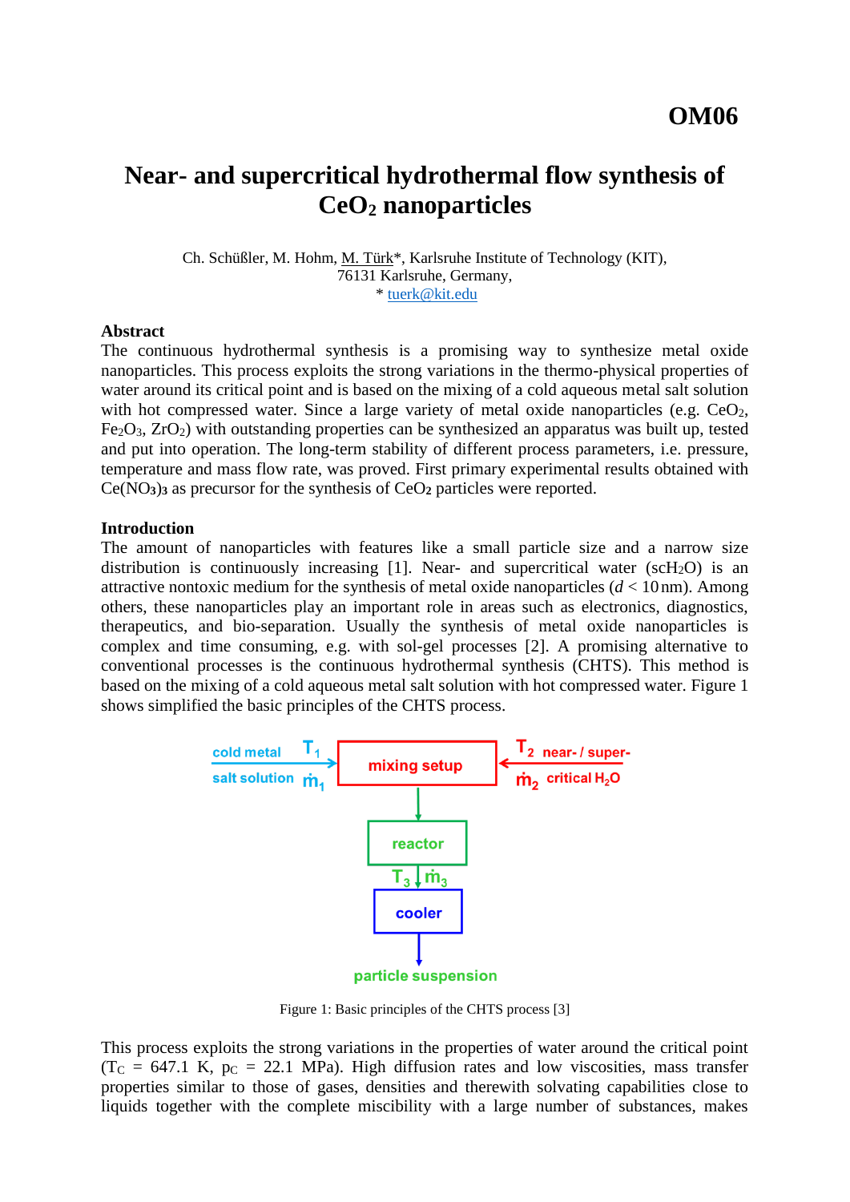**OM06**

# Near- and supercritical hydrothermal flow synthesis of $CeO_2$ nanoparticles

Ch. Schüßler, M. Hohm, M. Türk*, Karlsruhe Institute of Technology (KIT), 76131 Karlsruhe, Germany,
* tuerk@kit.edu

## Abstract

The continuous hydrothermal synthesis is a promising way to synthesize metal oxide nanoparticles. This process exploits the strong variations in the thermo-physical properties of water around its critical point and is based on the mixing of a cold aqueous metal salt solution with hot compressed water. Since a large variety of metal oxide nanoparticles (e.g. $CeO_2$, $Fe_2O_3$, $ZrO_2$) with outstanding properties can be synthesized an apparatus was built up, tested and put into operation. The long-term stability of different process parameters, i.e. pressure, temperature and mass flow rate, was proved. First primary experimental results obtained with $Ce(NO_3)_3$ as precursor for the synthesis of $CeO_2$ particles were reported.

## Introduction

The amount of nanoparticles with features like a small particle size and a narrow size distribution is continuously increasing [1]. Near- and supercritical water ($scH_2O$) is an attractive nontoxic medium for the synthesis of metal oxide nanoparticles ($d < 10$ nm). Among others, these nanoparticles play an important role in areas such as electronics, diagnostics, therapeutics, and bio-separation. Usually the synthesis of metal oxide nanoparticles is complex and time consuming, e.g. with sol-gel processes [2]. A promising alternative to conventional processes is the continuous hydrothermal synthesis (CHTS). This method is based on the mixing of a cold aqueous metal salt solution with hot compressed water. Figure 1 shows simplified the basic principles of the CHTS process.

cold metal salt solution $T_1$, $\dot{m}_1$ → mixing setup ← $T_2$, $\dot{m}_2$ near- / supercritical $H_2O$

mixing setup → reactor → $T_3$, $\dot{m}_3$ → cooler → particle suspension

Figure 1: Basic principles of the CHTS process [3]

This process exploits the strong variations in the properties of water around the critical point ($T_C$ = 647.1 K, $p_C$ = 22.1 MPa). High diffusion rates and low viscosities, mass transfer properties similar to those of gases, densities and therewith solvating capabilities close to liquids together with the complete miscibility with a large number of substances, makes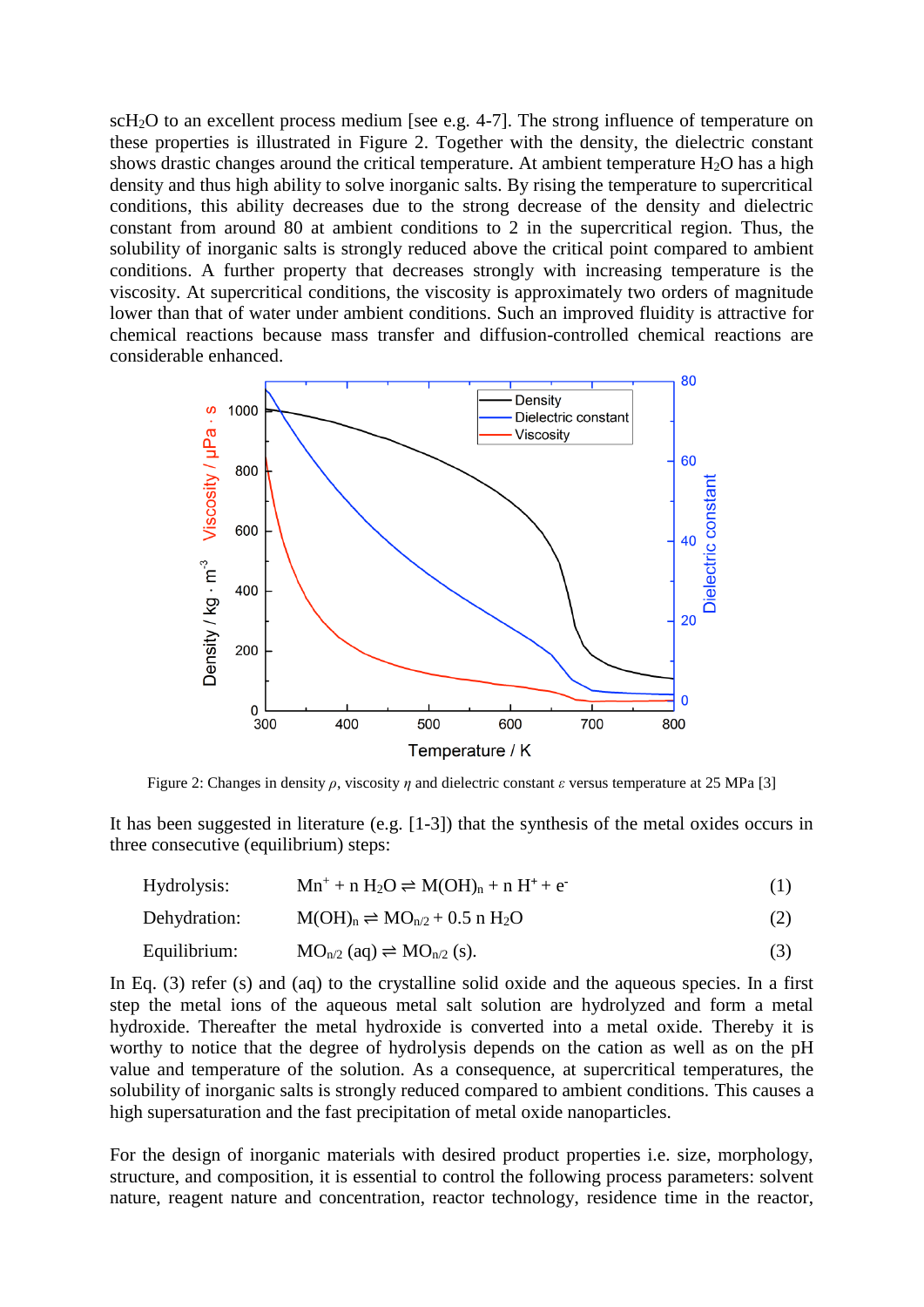$scH_2O$ to an excellent process medium [see e.g. 4-7]. The strong influence of temperature on these properties is illustrated in Figure 2. Together with the density, the dielectric constant shows drastic changes around the critical temperature. At ambient temperature $H_2O$ has a high density and thus high ability to solve inorganic salts. By rising the temperature to supercritical conditions, this ability decreases due to the strong decrease of the density and dielectric constant from around 80 at ambient conditions to 2 in the supercritical region. Thus, the solubility of inorganic salts is strongly reduced above the critical point compared to ambient conditions. A further property that decreases strongly with increasing temperature is the viscosity. At supercritical conditions, the viscosity is approximately two orders of magnitude lower than that of water under ambient conditions. Such an improved fluidity is attractive for chemical reactions because mass transfer and diffusion-controlled chemical reactions are considerable enhanced.

Figure 2: Changes in density $\rho$, viscosity $\eta$ and dielectric constant $\varepsilon$ versus temperature at 25 MPa [3]

It has been suggested in literature (e.g. [1-3]) that the synthesis of the metal oxides occurs in three consecutive (equilibrium) steps:

Hydrolysis: $$M^{n+} + n\,H_2O \rightleftharpoons M(OH)_n + n\,H^+ + e^- \quad (1)$$

Dehydration: $$M(OH)_n \rightleftharpoons MO_{n/2} + 0.5\,n\,H_2O \quad (2)$$

Equilibrium: $$MO_{n/2}\,(aq) \rightleftharpoons MO_{n/2}\,(s). \quad (3)$$

In Eq. (3) refer (s) and (aq) to the crystalline solid oxide and the aqueous species. In a first step the metal ions of the aqueous metal salt solution are hydrolyzed and form a metal hydroxide. Thereafter the metal hydroxide is converted into a metal oxide. Thereby it is worthy to notice that the degree of hydrolysis depends on the cation as well as on the pH value and temperature of the solution. As a consequence, at supercritical temperatures, the solubility of inorganic salts is strongly reduced compared to ambient conditions. This causes a high supersaturation and the fast precipitation of metal oxide nanoparticles.

For the design of inorganic materials with desired product properties i.e. size, morphology, structure, and composition, it is essential to control the following process parameters: solvent nature, reagent nature and concentration, reactor technology, residence time in the reactor,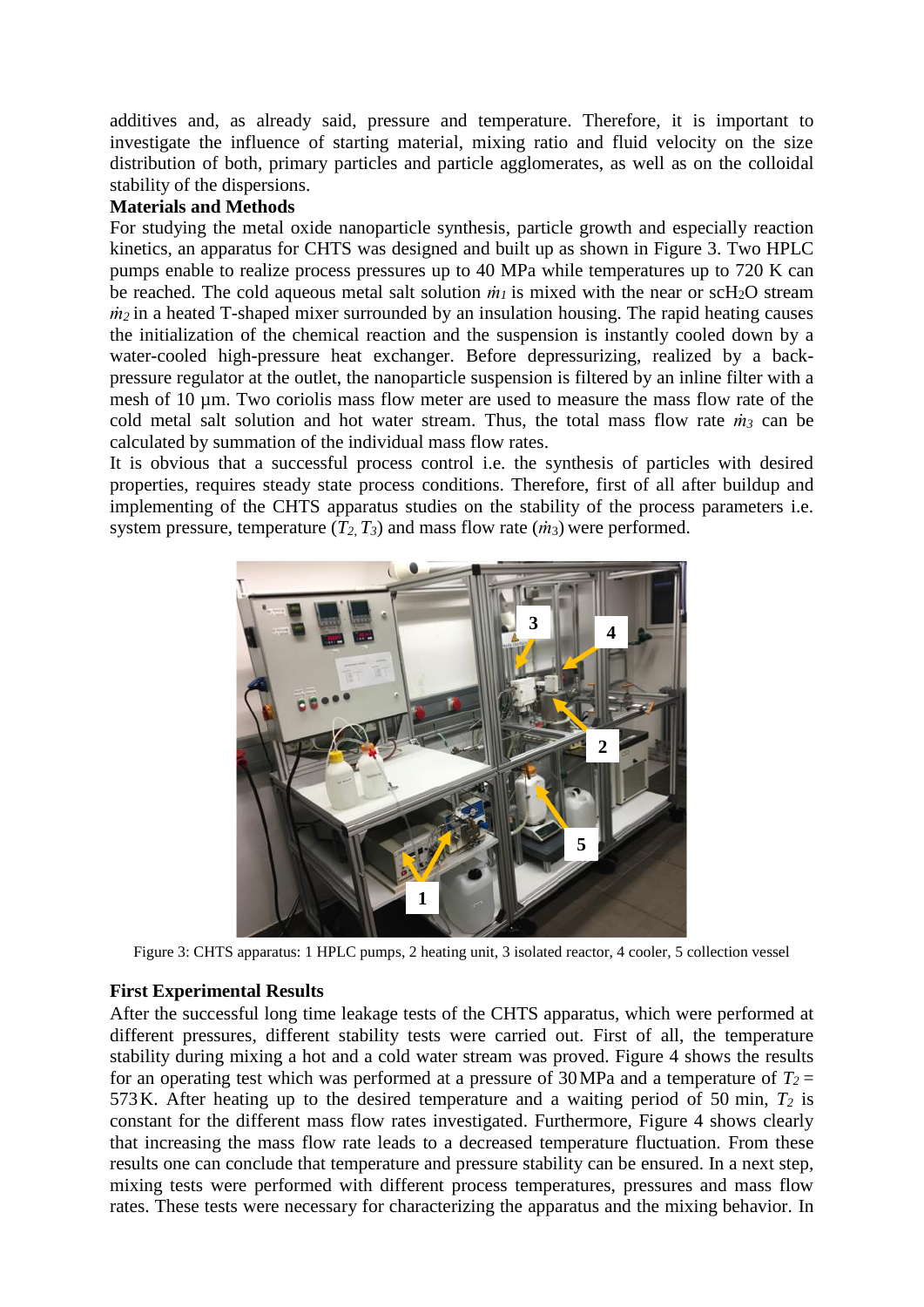additives and, as already said, pressure and temperature. Therefore, it is important to investigate the influence of starting material, mixing ratio and fluid velocity on the size distribution of both, primary particles and particle agglomerates, as well as on the colloidal stability of the dispersions.

**Materials and Methods**

For studying the metal oxide nanoparticle synthesis, particle growth and especially reaction kinetics, an apparatus for CHTS was designed and built up as shown in Figure 3. Two HPLC pumps enable to realize process pressures up to 40 MPa while temperatures up to 720 K can be reached. The cold aqueous metal salt solution $\dot{m}_1$ is mixed with the near or sc$H_2O$ stream $\dot{m}_2$ in a heated T-shaped mixer surrounded by an insulation housing. The rapid heating causes the initialization of the chemical reaction and the suspension is instantly cooled down by a water-cooled high-pressure heat exchanger. Before depressurizing, realized by a back-pressure regulator at the outlet, the nanoparticle suspension is filtered by an inline filter with a mesh of 10 µm. Two coriolis mass flow meter are used to measure the mass flow rate of the cold metal salt solution and hot water stream. Thus, the total mass flow rate $\dot{m}_3$ can be calculated by summation of the individual mass flow rates.

It is obvious that a successful process control i.e. the synthesis of particles with desired properties, requires steady state process conditions. Therefore, first of all after buildup and implementing of the CHTS apparatus studies on the stability of the process parameters i.e. system pressure, temperature ($T_2$, $T_3$) and mass flow rate ($\dot{m}_3$) were performed.

Figure 3: CHTS apparatus: 1 HPLC pumps, 2 heating unit, 3 isolated reactor, 4 cooler, 5 collection vessel

**First Experimental Results**

After the successful long time leakage tests of the CHTS apparatus, which were performed at different pressures, different stability tests were carried out. First of all, the temperature stability during mixing a hot and a cold water stream was proved. Figure 4 shows the results for an operating test which was performed at a pressure of 30 MPa and a temperature of $T_2 = 573$ K. After heating up to the desired temperature and a waiting period of 50 min, $T_2$ is constant for the different mass flow rates investigated. Furthermore, Figure 4 shows clearly that increasing the mass flow rate leads to a decreased temperature fluctuation. From these results one can conclude that temperature and pressure stability can be ensured. In a next step, mixing tests were performed with different process temperatures, pressures and mass flow rates. These tests were necessary for characterizing the apparatus and the mixing behavior. In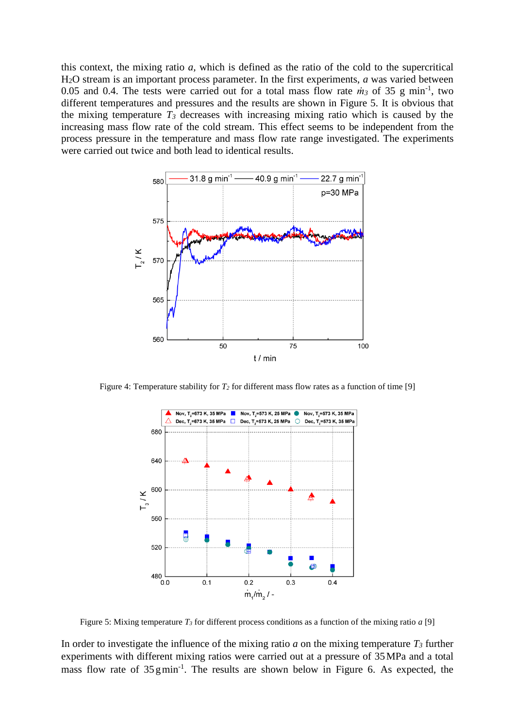this context, the mixing ratio *a*, which is defined as the ratio of the cold to the supercritical $H_2O$ stream is an important process parameter. In the first experiments, *a* was varied between 0.05 and 0.4. The tests were carried out for a total mass flow rate $\dot{m}_3$ of 35 g min$^{-1}$, two different temperatures and pressures and the results are shown in Figure 5. It is obvious that the mixing temperature $T_3$ decreases with increasing mixing ratio which is caused by the increasing mass flow rate of the cold stream. This effect seems to be independent from the process pressure in the temperature and mass flow rate range investigated. The experiments were carried out twice and both lead to identical results.

Figure 4: Temperature stability for $T_2$ for different mass flow rates as a function of time [9]

Figure 5: Mixing temperature $T_3$ for different process conditions as a function of the mixing ratio *a* [9]

In order to investigate the influence of the mixing ratio *a* on the mixing temperature $T_3$ further experiments with different mixing ratios were carried out at a pressure of 35 MPa and a total mass flow rate of 35 g min$^{-1}$. The results are shown below in Figure 6. As expected, the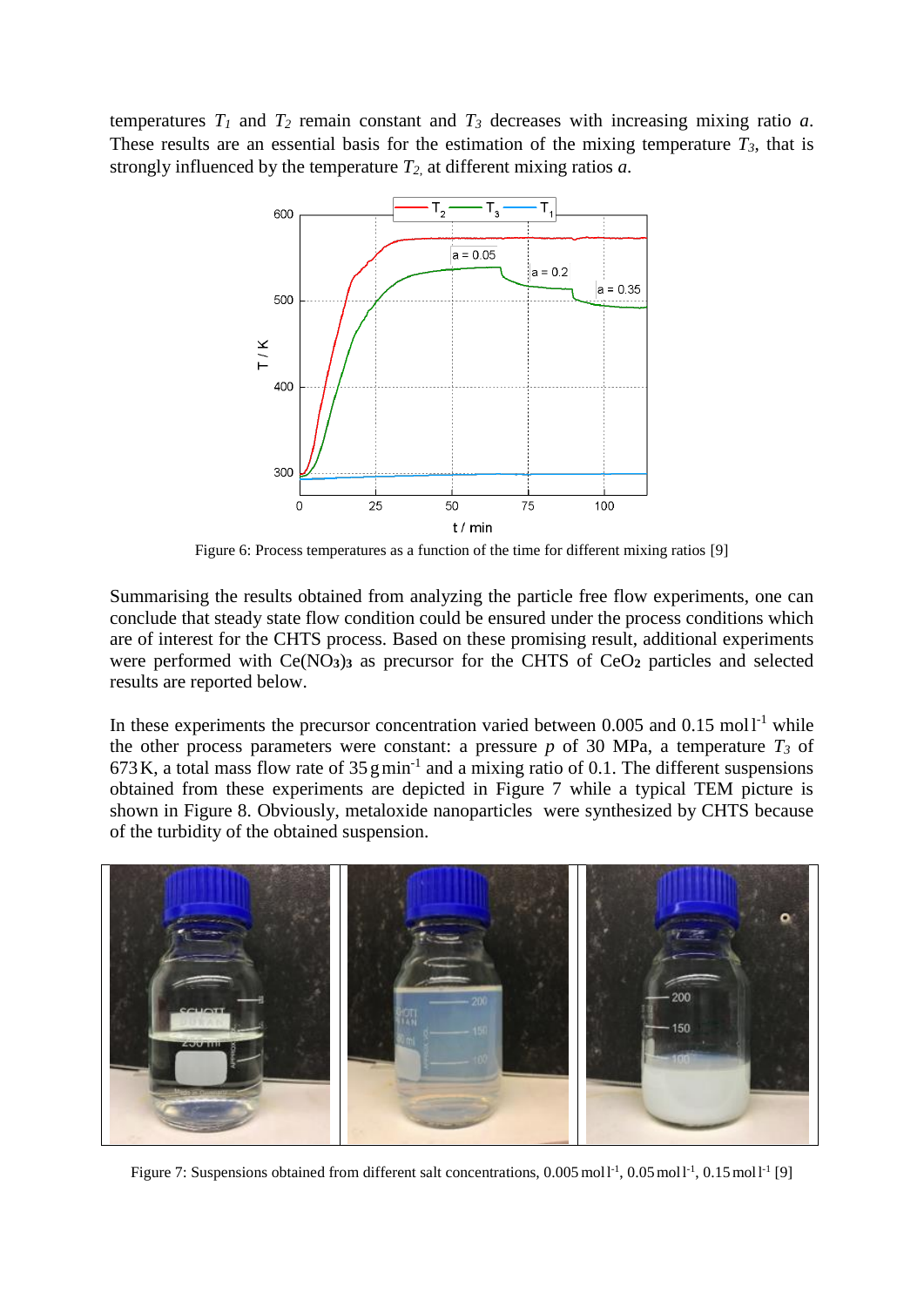temperatures $T_1$ and $T_2$ remain constant and $T_3$ decreases with increasing mixing ratio $a$. These results are an essential basis for the estimation of the mixing temperature $T_3$, that is strongly influenced by the temperature $T_2$, at different mixing ratios $a$.

Figure 6: Process temperatures as a function of the time for different mixing ratios [9]

Summarising the results obtained from analyzing the particle free flow experiments, one can conclude that steady state flow condition could be ensured under the process conditions which are of interest for the CHTS process. Based on these promising result, additional experiments were performed with $Ce(NO_3)_3$ as precursor for the CHTS of $CeO_2$ particles and selected results are reported below.

In these experiments the precursor concentration varied between 0.005 and 0.15 mol l$^{-1}$ while the other process parameters were constant: a pressure $p$ of 30 MPa, a temperature $T_3$ of 673 K, a total mass flow rate of 35 g min$^{-1}$ and a mixing ratio of 0.1. The different suspensions obtained from these experiments are depicted in Figure 7 while a typical TEM picture is shown in Figure 8. Obviously, metaloxide nanoparticles were synthesized by CHTS because of the turbidity of the obtained suspension.

Figure 7: Suspensions obtained from different salt concentrations, 0.005 mol l$^{-1}$, 0.05 mol l$^{-1}$, 0.15 mol l$^{-1}$ [9]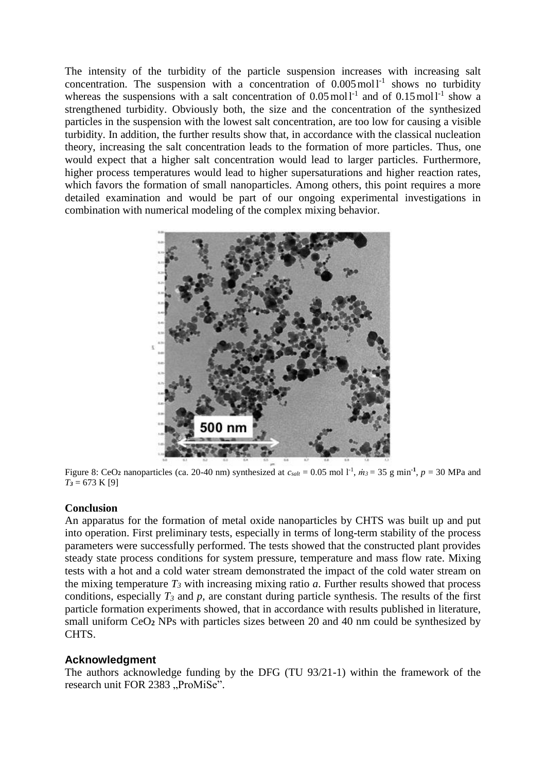The intensity of the turbidity of the particle suspension increases with increasing salt concentration. The suspension with a concentration of $0.005\,mol\,l^{-1}$ shows no turbidity whereas the suspensions with a salt concentration of $0.05\,mol\,l^{-1}$ and of $0.15\,mol\,l^{-1}$ show a strengthened turbidity. Obviously both, the size and the concentration of the synthesized particles in the suspension with the lowest salt concentration, are too low for causing a visible turbidity. In addition, the further results show that, in accordance with the classical nucleation theory, increasing the salt concentration leads to the formation of more particles. Thus, one would expect that a higher salt concentration would lead to larger particles. Furthermore, higher process temperatures would lead to higher supersaturations and higher reaction rates, which favors the formation of small nanoparticles. Among others, this point requires a more detailed examination and would be part of our ongoing experimental investigations in combination with numerical modeling of the complex mixing behavior.

Figure 8: $CeO_2$ nanoparticles (ca. 20-40 nm) synthesized at $c_{salt} = 0.05$ mol $l^{-1}$, $\dot{m}_3 = 35$ g $min^{-1}$, $p = 30$ MPa and $T_3 = 673$ K [9]

## Conclusion

An apparatus for the formation of metal oxide nanoparticles by CHTS was built up and put into operation. First preliminary tests, especially in terms of long-term stability of the process parameters were successfully performed. The tests showed that the constructed plant provides steady state process conditions for system pressure, temperature and mass flow rate. Mixing tests with a hot and a cold water stream demonstrated the impact of the cold water stream on the mixing temperature $T_3$ with increasing mixing ratio $a$. Further results showed that process conditions, especially $T_3$ and $p$, are constant during particle synthesis. The results of the first particle formation experiments showed, that in accordance with results published in literature, small uniform $CeO_2$ NPs with particles sizes between 20 and 40 nm could be synthesized by CHTS.

## Acknowledgment

The authors acknowledge funding by the DFG (TU 93/21-1) within the framework of the research unit FOR 2383 „ProMiSe".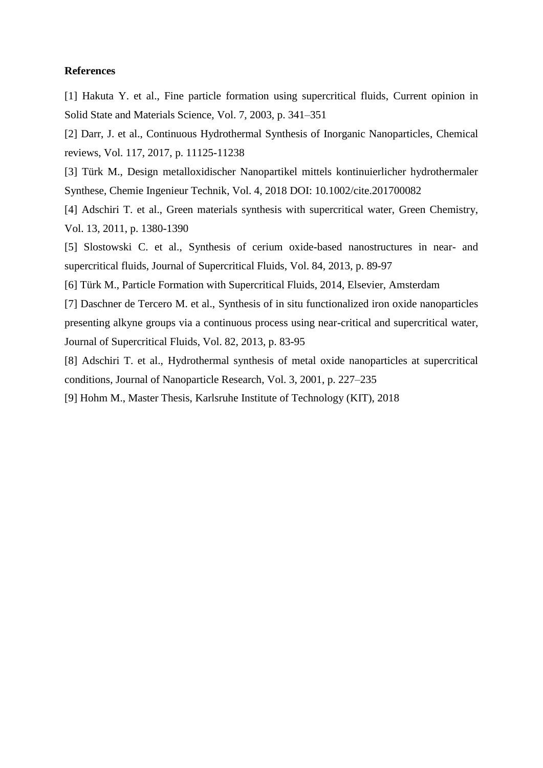**References**

[1] Hakuta Y. et al., Fine particle formation using supercritical fluids, Current opinion in Solid State and Materials Science, Vol. 7, 2003, p. 341–351

[2] Darr, J. et al., Continuous Hydrothermal Synthesis of Inorganic Nanoparticles, Chemical reviews, Vol. 117, 2017, p. 11125-11238

[3] Türk M., Design metalloxidischer Nanopartikel mittels kontinuierlicher hydrothermaler Synthese, Chemie Ingenieur Technik, Vol. 4, 2018 DOI: 10.1002/cite.201700082

[4] Adschiri T. et al., Green materials synthesis with supercritical water, Green Chemistry, Vol. 13, 2011, p. 1380-1390

[5] Slostowski C. et al., Synthesis of cerium oxide-based nanostructures in near- and supercritical fluids, Journal of Supercritical Fluids, Vol. 84, 2013, p. 89-97

[6] Türk M., Particle Formation with Supercritical Fluids, 2014, Elsevier, Amsterdam

[7] Daschner de Tercero M. et al., Synthesis of in situ functionalized iron oxide nanoparticles presenting alkyne groups via a continuous process using near-critical and supercritical water, Journal of Supercritical Fluids, Vol. 82, 2013, p. 83-95

[8] Adschiri T. et al., Hydrothermal synthesis of metal oxide nanoparticles at supercritical conditions, Journal of Nanoparticle Research, Vol. 3, 2001, p. 227–235

[9] Hohm M., Master Thesis, Karlsruhe Institute of Technology (KIT), 2018